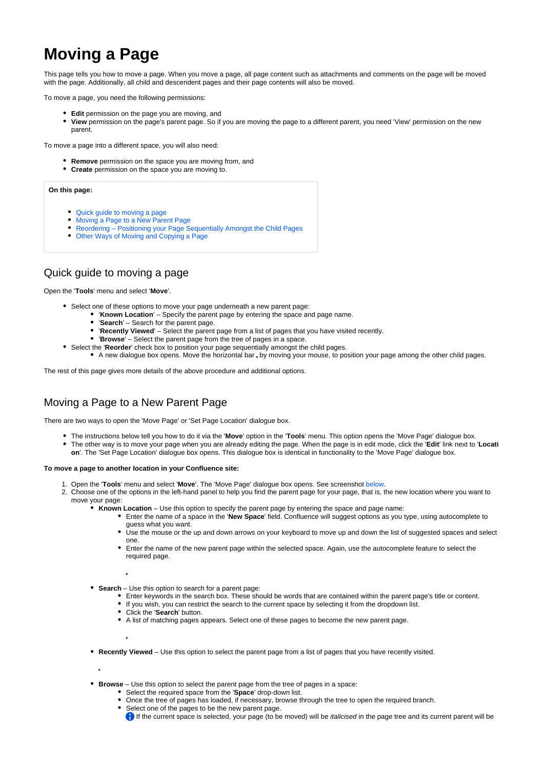# Moving a Page

This page tells you how to move a page. When you move a page, all page content such as attachments and comments on the page will be moved with the page. Additionally, all child and descendent pages and their page contents will also be moved.

To move a page, you need the following permissions:

- **Edit** permission on the page you are moving, and
- **View** permission on the page's parent page. So if you are moving the page to a different parent, you need 'View' permission on the new parent.

To move a page into a different space, you will also need:

- **Remove** permission on the space you are moving from, and
- **Create** permission on the space you are moving to.

**On this page:**

- Quick guide to moving a page
- Moving a Page to a New Parent Page
- Reordering – Positioning your Page Sequentially Amongst the Child Pages
- Other Ways of Moving and Copying a Page

## Quick guide to moving a page

Open the '**Tools**' menu and select '**Move**'.

- Select one of these options to move your page underneath a new parent page:
  - '**Known Location**' – Specify the parent page by entering the space and page name.
  - '**Search**' – Search for the parent page.
  - '**Recently Viewed**' – Select the parent page from a list of pages that you have visited recently.
  - '**Browse**' – Select the parent page from the tree of pages in a space.
- Select the '**Reorder**' check box to position your page sequentially amongst the child pages.
  - A new dialogue box opens. Move the horizontal bar by moving your mouse, to position your page among the other child pages.

The rest of this page gives more details of the above procedure and additional options.

## Moving a Page to a New Parent Page

There are two ways to open the 'Move Page' or 'Set Page Location' dialogue box.

- The instructions below tell you how to do it via the '**Move**' option in the '**Tools**' menu. This option opens the 'Move Page' dialogue box.
- The other way is to move your page when you are already editing the page. When the page is in edit mode, click the '**Edit**' link next to '**Location**'. The 'Set Page Location' dialogue box opens. This dialogue box is identical in functionality to the 'Move Page' dialogue box.

**To move a page to another location in your Confluence site:**

1. Open the '**Tools**' menu and select '**Move**'. The 'Move Page' dialogue box opens. See screenshot below.
2. Choose one of the options in the left-hand panel to help you find the parent page for your page, that is, the new location where you want to move your page:
   - **Known Location** – Use this option to specify the parent page by entering the space and page name:
     - Enter the name of a space in the '**New Space**' field. Confluence will suggest options as you type, using autocomplete to guess what you want.
     - Use the mouse or the up and down arrows on your keyboard to move up and down the list of suggested spaces and select one.
     - Enter the name of the new parent page within the selected space. Again, use the autocomplete feature to select the required page.
   - **Search** – Use this option to search for a parent page:
     - Enter keywords in the search box. These should be words that are contained within the parent page's title or content.
     - If you wish, you can restrict the search to the current space by selecting it from the dropdown list.
     - Click the '**Search**' button.
     - A list of matching pages appears. Select one of these pages to become the new parent page.
   - **Recently Viewed** – Use this option to select the parent page from a list of pages that you have recently visited.
   - **Browse** – Use this option to select the parent page from the tree of pages in a space:
     - Select the required space from the '**Space**' drop-down list.
     - Once the tree of pages has loaded, if necessary, browse through the tree to open the required branch.
     - Select one of the pages to be the new parent page.

       If the current space is selected, your page (to be moved) will be *italicised* in the page tree and its current parent will be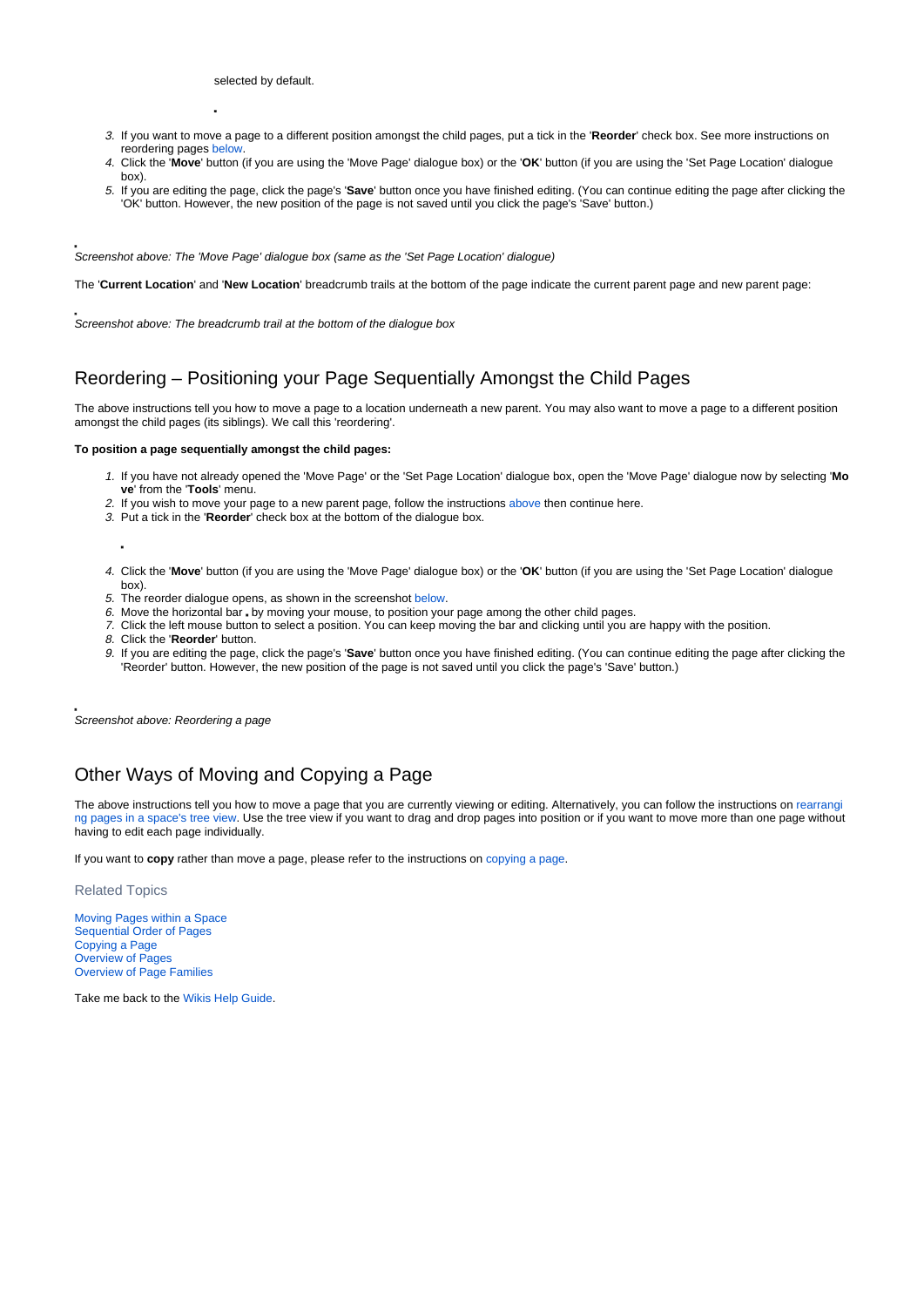selected by default.

3. If you want to move a page to a different position amongst the child pages, put a tick in the '**Reorder**' check box. See more instructions on reordering pages below.
4. Click the '**Move**' button (if you are using the 'Move Page' dialogue box) or the '**OK**' button (if you are using the 'Set Page Location' dialogue box).
5. If you are editing the page, click the page's '**Save**' button once you have finished editing. (You can continue editing the page after clicking the 'OK' button. However, the new position of the page is not saved until you click the page's 'Save' button.)

*Screenshot above: The 'Move Page' dialogue box (same as the 'Set Page Location' dialogue)*

The '**Current Location**' and '**New Location**' breadcrumb trails at the bottom of the page indicate the current parent page and new parent page:

*Screenshot above: The breadcrumb trail at the bottom of the dialogue box*

## Reordering – Positioning your Page Sequentially Amongst the Child Pages

The above instructions tell you how to move a page to a location underneath a new parent. You may also want to move a page to a different position amongst the child pages (its siblings). We call this 'reordering'.

**To position a page sequentially amongst the child pages:**

1. If you have not already opened the 'Move Page' or the 'Set Page Location' dialogue box, open the 'Move Page' dialogue now by selecting '**Move**' from the '**Tools**' menu.
2. If you wish to move your page to a new parent page, follow the instructions above then continue here.
3. Put a tick in the '**Reorder**' check box at the bottom of the dialogue box.
4. Click the '**Move**' button (if you are using the 'Move Page' dialogue box) or the '**OK**' button (if you are using the 'Set Page Location' dialogue box).
5. The reorder dialogue opens, as shown in the screenshot below.
6. Move the horizontal bar by moving your mouse, to position your page among the other child pages.
7. Click the left mouse button to select a position. You can keep moving the bar and clicking until you are happy with the position.
8. Click the '**Reorder**' button.
9. If you are editing the page, click the page's '**Save**' button once you have finished editing. (You can continue editing the page after clicking the 'Reorder' button. However, the new position of the page is not saved until you click the page's 'Save' button.)

*Screenshot above: Reordering a page*

## Other Ways of Moving and Copying a Page

The above instructions tell you how to move a page that you are currently viewing or editing. Alternatively, you can follow the instructions on rearranging pages in a space's tree view. Use the tree view if you want to drag and drop pages into position or if you want to move more than one page without having to edit each page individually.

If you want to **copy** rather than move a page, please refer to the instructions on copying a page.

### Related Topics

Moving Pages within a Space
Sequential Order of Pages
Copying a Page
Overview of Pages
Overview of Page Families

Take me back to the Wikis Help Guide.